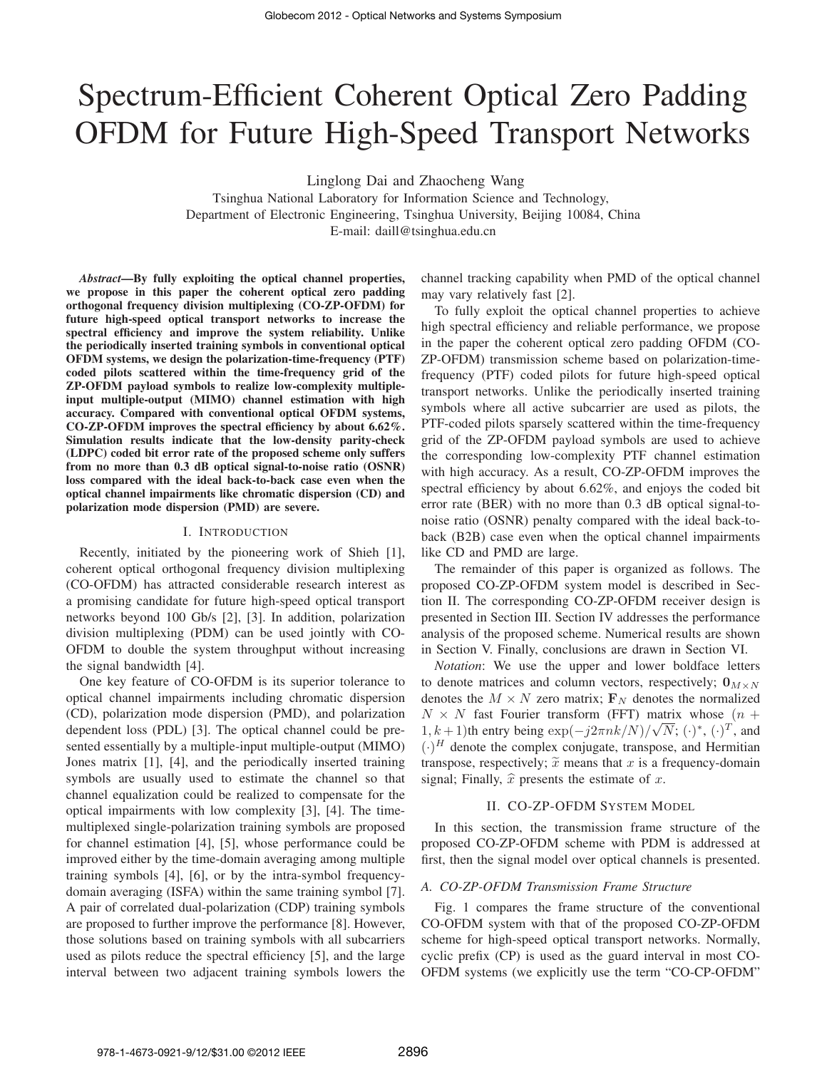# Spectrum-Efficient Coherent Optical Zero Padding OFDM for Future High-Speed Transport Networks

Linglong Dai and Zhaocheng Wang

Tsinghua National Laboratory for Information Science and Technology,
Department of Electronic Engineering, Tsinghua University, Beijing 10084, China
E-mail: daill@tsinghua.edu.cn

***Abstract*—By fully exploiting the optical channel properties, we propose in this paper the coherent optical zero padding orthogonal frequency division multiplexing (CO-ZP-OFDM) for future high-speed optical transport networks to increase the spectral efficiency and improve the system reliability. Unlike the periodically inserted training symbols in conventional optical OFDM systems, we design the polarization-time-frequency (PTF) coded pilots scattered within the time-frequency grid of the ZP-OFDM payload symbols to realize low-complexity multiple-input multiple-output (MIMO) channel estimation with high accuracy. Compared with conventional optical OFDM systems, CO-ZP-OFDM improves the spectral efficiency by about 6.62%. Simulation results indicate that the low-density parity-check (LDPC) coded bit error rate of the proposed scheme only suffers from no more than 0.3 dB optical signal-to-noise ratio (OSNR) loss compared with the ideal back-to-back case even when the optical channel impairments like chromatic dispersion (CD) and polarization mode dispersion (PMD) are severe.**

## I. Introduction

Recently, initiated by the pioneering work of Shieh [1], coherent optical orthogonal frequency division multiplexing (CO-OFDM) has attracted considerable research interest as a promising candidate for future high-speed optical transport networks beyond 100 Gb/s [2], [3]. In addition, polarization division multiplexing (PDM) can be used jointly with CO-OFDM to double the system throughput without increasing the signal bandwidth [4].

One key feature of CO-OFDM is its superior tolerance to optical channel impairments including chromatic dispersion (CD), polarization mode dispersion (PMD), and polarization dependent loss (PDL) [3]. The optical channel could be presented essentially by a multiple-input multiple-output (MIMO) Jones matrix [1], [4], and the periodically inserted training symbols are usually used to estimate the channel so that channel equalization could be realized to compensate for the optical impairments with low complexity [3], [4]. The time-multiplexed single-polarization training symbols are proposed for channel estimation [4], [5], whose performance could be improved either by the time-domain averaging among multiple training symbols [4], [6], or by the intra-symbol frequency-domain averaging (ISFA) within the same training symbol [7]. A pair of correlated dual-polarization (CDP) training symbols are proposed to further improve the performance [8]. However, those solutions based on training symbols with all subcarriers used as pilots reduce the spectral efficiency [5], and the large interval between two adjacent training symbols lowers the channel tracking capability when PMD of the optical channel may vary relatively fast [2].

To fully exploit the optical channel properties to achieve high spectral efficiency and reliable performance, we propose in the paper the coherent optical zero padding OFDM (CO-ZP-OFDM) transmission scheme based on polarization-time-frequency (PTF) coded pilots for future high-speed optical transport networks. Unlike the periodically inserted training symbols where all active subcarrier are used as pilots, the PTF-coded pilots sparsely scattered within the time-frequency grid of the ZP-OFDM payload symbols are used to achieve the corresponding low-complexity PTF channel estimation with high accuracy. As a result, CO-ZP-OFDM improves the spectral efficiency by about 6.62%, and enjoys the coded bit error rate (BER) with no more than 0.3 dB optical signal-to-noise ratio (OSNR) penalty compared with the ideal back-to-back (B2B) case even when the optical channel impairments like CD and PMD are large.

The remainder of this paper is organized as follows. The proposed CO-ZP-OFDM system model is described in Section II. The corresponding CO-ZP-OFDM receiver design is presented in Section III. Section IV addresses the performance analysis of the proposed scheme. Numerical results are shown in Section V. Finally, conclusions are drawn in Section VI.

*Notation*: We use the upper and lower boldface letters to denote matrices and column vectors, respectively; $\mathbf{0}_{M\times N}$ denotes the $M \times N$ zero matrix; $\mathbf{F}_N$ denotes the normalized $N \times N$ fast Fourier transform (FFT) matrix whose $(n+1, k+1)$th entry being $\exp(-j2\pi nk/N)/\sqrt{N}$; $(\cdot)^*$, $(\cdot)^T$, and $(\cdot)^H$ denote the complex conjugate, transpose, and Hermitian transpose, respectively; $\widetilde{x}$ means that $x$ is a frequency-domain signal; Finally, $\widehat{x}$ presents the estimate of $x$.

## II. CO-ZP-OFDM System Model

In this section, the transmission frame structure of the proposed CO-ZP-OFDM scheme with PDM is addressed at first, then the signal model over optical channels is presented.

### A. CO-ZP-OFDM Transmission Frame Structure

Fig. 1 compares the frame structure of the conventional CO-OFDM system with that of the proposed CO-ZP-OFDM scheme for high-speed optical transport networks. Normally, cyclic prefix (CP) is used as the guard interval in most CO-OFDM systems (we explicitly use the term "CO-CP-OFDM"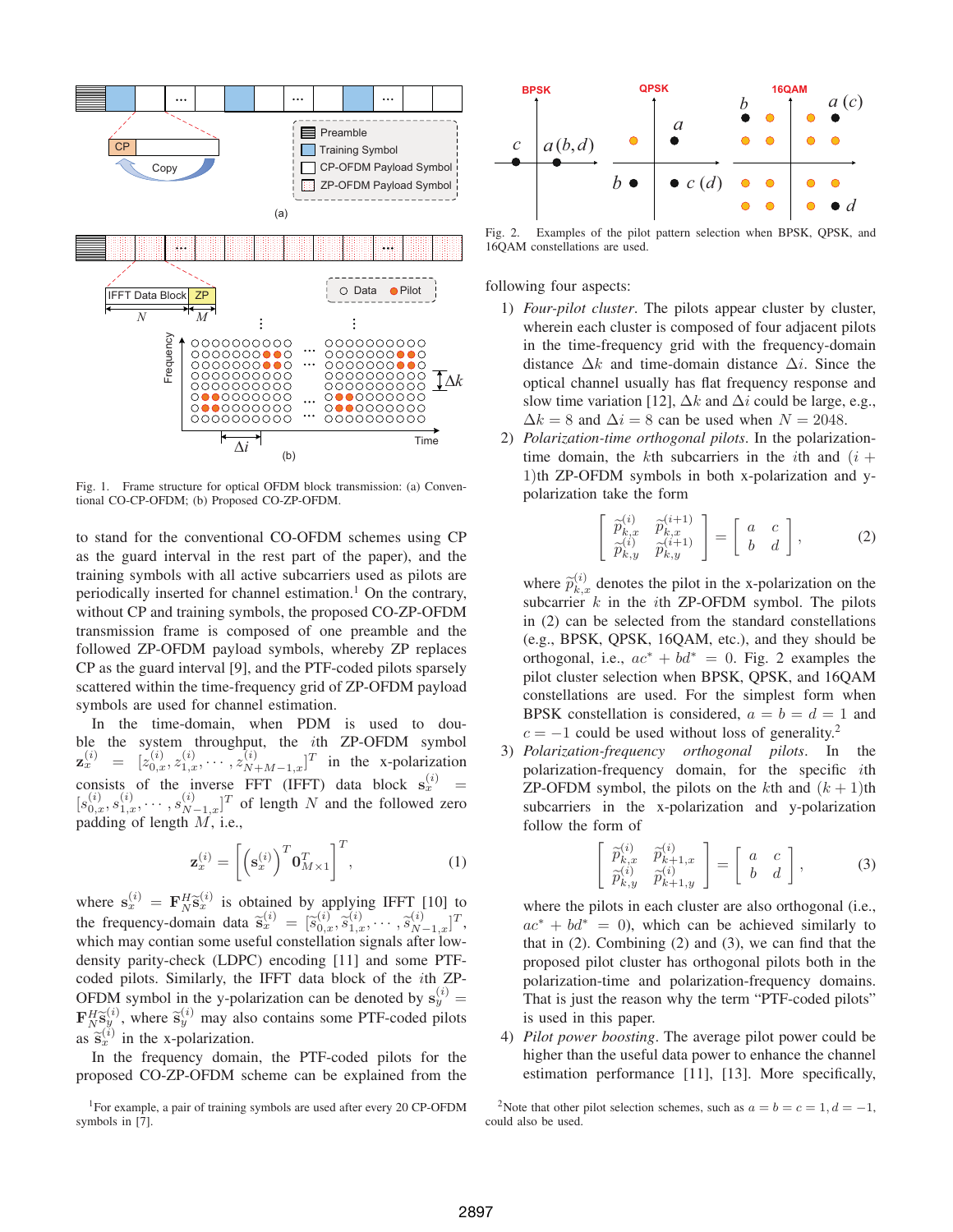Fig. 1. Frame structure for optical OFDM block transmission: (a) Conventional CO-CP-OFDM; (b) Proposed CO-ZP-OFDM.

to stand for the conventional CO-OFDM schemes using CP as the guard interval in the rest part of the paper), and the training symbols with all active subcarriers used as pilots are periodically inserted for channel estimation.[1] On the contrary, without CP and training symbols, the proposed CO-ZP-OFDM transmission frame is composed of one preamble and the followed ZP-OFDM payload symbols, whereby ZP replaces CP as the guard interval [9], and the PTF-coded pilots sparsely scattered within the time-frequency grid of ZP-OFDM payload symbols are used for channel estimation.

In the time-domain, when PDM is used to double the system throughput, the $i$th ZP-OFDM symbol $\mathbf{z}_x^{(i)} = [z_{0,x}^{(i)}, z_{1,x}^{(i)}, \cdots, z_{N+M-1,x}^{(i)}]^T$ in the x-polarization consists of the inverse FFT (IFFT) data block $\mathbf{s}_x^{(i)} = [s_{0,x}^{(i)}, s_{1,x}^{(i)}, \cdots, s_{N-1,x}^{(i)}]^T$ of length $N$ and the followed zero padding of length $M$, i.e.,

$$\mathbf{z}_x^{(i)} = \left[ \left(\mathbf{s}_x^{(i)}\right)^T \mathbf{0}_{M\times 1}^T \right]^T, \tag{1}$$

where $\mathbf{s}_x^{(i)} = \mathbf{F}_N^H \widetilde{\mathbf{s}}_x^{(i)}$ is obtained by applying IFFT [10] to the frequency-domain data $\widetilde{\mathbf{s}}_x^{(i)} = [\widetilde{s}_{0,x}^{(i)}, \widetilde{s}_{1,x}^{(i)}, \cdots, \widetilde{s}_{N-1,x}^{(i)}]^T$, which may contian some useful constellation signals after low-density parity-check (LDPC) encoding [11] and some PTF-coded pilots. Similarly, the IFFT data block of the $i$th ZP-OFDM symbol in the y-polarization can be denoted by $\mathbf{s}_y^{(i)} = \mathbf{F}_N^H \widetilde{\mathbf{s}}_y^{(i)}$, where $\widetilde{\mathbf{s}}_y^{(i)}$ may also contains some PTF-coded pilots as $\widetilde{\mathbf{s}}_x^{(i)}$ in the x-polarization.

In the frequency domain, the PTF-coded pilots for the proposed CO-ZP-OFDM scheme can be explained from the following four aspects:

1) *Four-pilot cluster*. The pilots appear cluster by cluster, wherein each cluster is composed of four adjacent pilots in the time-frequency grid with the frequency-domain distance $\Delta k$ and time-domain distance $\Delta i$. Since the optical channel usually has flat frequency response and slow time variation [12], $\Delta k$ and $\Delta i$ could be large, e.g., $\Delta k = 8$ and $\Delta i = 8$ can be used when $N = 2048$.
2) *Polarization-time orthogonal pilots*. In the polarization-time domain, the $k$th subcarriers in the $i$th and $(i+1)$th ZP-OFDM symbols in both x-polarization and y-polarization take the form
$$\begin{bmatrix} \widetilde{p}_{k,x}^{(i)} & \widetilde{p}_{k,x}^{(i+1)} \\ \widetilde{p}_{k,y}^{(i)} & \widetilde{p}_{k,y}^{(i+1)} \end{bmatrix} = \begin{bmatrix} a & c \\ b & d \end{bmatrix}, \tag{2}$$
where $\widetilde{p}_{k,x}^{(i)}$ denotes the pilot in the x-polarization on the subcarrier $k$ in the $i$th ZP-OFDM symbol. The pilots in (2) can be selected from the standard constellations (e.g., BPSK, QPSK, 16QAM, etc.), and they should be orthogonal, i.e., $ac^* + bd^* = 0$. Fig. 2 examples the pilot cluster selection when BPSK, QPSK, and 16QAM constellations are used. For the simplest form when BPSK constellation is considered, $a = b = d = 1$ and $c = -1$ could be used without loss of generality.[2]
3) *Polarization-frequency orthogonal pilots*. In the polarization-frequency domain, for the specific $i$th ZP-OFDM symbol, the pilots on the $k$th and $(k+1)$th subcarriers in the x-polarization and y-polarization follow the form of
$$\begin{bmatrix} \widetilde{p}_{k,x}^{(i)} & \widetilde{p}_{k+1,x}^{(i)} \\ \widetilde{p}_{k,y}^{(i)} & \widetilde{p}_{k+1,y}^{(i)} \end{bmatrix} = \begin{bmatrix} a & c \\ b & d \end{bmatrix}, \tag{3}$$
where the pilots in each cluster are also orthogonal (i.e., $ac^* + bd^* = 0$), which can be achieved similarly to that in (2). Combining (2) and (3), we can find that the proposed pilot cluster has orthogonal pilots both in the polarization-time and polarization-frequency domains. That is just the reason why the term "PTF-coded pilots" is used in this paper.
4) *Pilot power boosting*. The average pilot power could be higher than the useful data power to enhance the channel estimation performance [11], [13]. More specifically,

Fig. 2. Examples of the pilot pattern selection when BPSK, QPSK, and 16QAM constellations are used.

[1] For example, a pair of training symbols are used after every 20 CP-OFDM symbols in [7].

[2] Note that other pilot selection schemes, such as $a = b = c = 1, d = -1$, could also be used.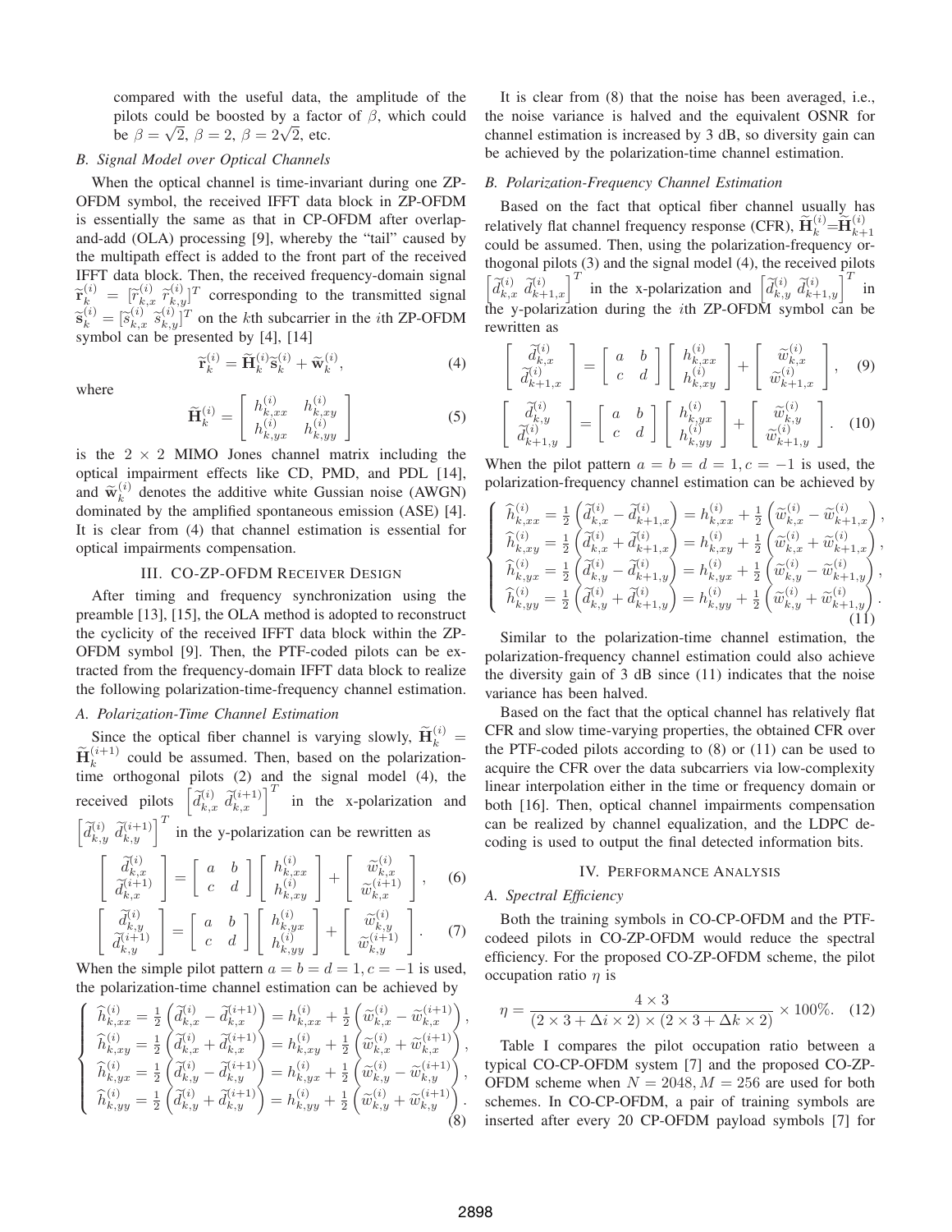compared with the useful data, the amplitude of the pilots could be boosted by a factor of $\beta$, which could be $\beta = \sqrt{2}$, $\beta = 2$, $\beta = 2\sqrt{2}$, etc.

### B. Signal Model over Optical Channels

When the optical channel is time-invariant during one ZP-OFDM symbol, the received IFFT data block in ZP-OFDM is essentially the same as that in CP-OFDM after overlap-and-add (OLA) processing [9], whereby the "tail" caused by the multipath effect is added to the front part of the received IFFT data block. Then, the received frequency-domain signal $\widetilde{\mathbf{r}}_k^{(i)} = [\widetilde{r}_{k,x}^{(i)} \ \widetilde{r}_{k,y}^{(i)}]^T$ corresponding to the transmitted signal $\widetilde{\mathbf{s}}_k^{(i)} = [\widetilde{s}_{k,x}^{(i)} \ \widetilde{s}_{k,y}^{(i)}]^T$ on the $k$th subcarrier in the $i$th ZP-OFDM symbol can be presented by [4], [14]

$$\widetilde{\mathbf{r}}_k^{(i)} = \widetilde{\mathbf{H}}_k^{(i)} \widetilde{\mathbf{s}}_k^{(i)} + \widetilde{\mathbf{w}}_k^{(i)}, \tag{4}$$

where

$$\widetilde{\mathbf{H}}_k^{(i)} = \begin{bmatrix} h_{k,xx}^{(i)} & h_{k,xy}^{(i)} \\ h_{k,yx}^{(i)} & h_{k,yy}^{(i)} \end{bmatrix} \tag{5}$$

is the $2 \times 2$ MIMO Jones channel matrix including the optical impairment effects like CD, PMD, and PDL [14], and $\widetilde{\mathbf{w}}_k^{(i)}$ denotes the additive white Gussian noise (AWGN) dominated by the amplified spontaneous emission (ASE) [4]. It is clear from (4) that channel estimation is essential for optical impairments compensation.

## III. CO-ZP-OFDM Receiver Design

After timing and frequency synchronization using the preamble [13], [15], the OLA method is adopted to reconstruct the cyclicity of the received IFFT data block within the ZP-OFDM symbol [9]. Then, the PTF-coded pilots can be extracted from the frequency-domain IFFT data block to realize the following polarization-time-frequency channel estimation.

### A. Polarization-Time Channel Estimation

Since the optical fiber channel is varying slowly, $\widetilde{\mathbf{H}}_k^{(i)} = \widetilde{\mathbf{H}}_k^{(i+1)}$ could be assumed. Then, based on the polarization-time orthogonal pilots (2) and the signal model (4), the received pilots $\left[\widetilde{d}_{k,x}^{(i)} \ \widetilde{d}_{k,x}^{(i+1)}\right]^T$ in the x-polarization and $\left[\widetilde{d}_{k,y}^{(i)} \ \widetilde{d}_{k,y}^{(i+1)}\right]^T$ in the y-polarization can be rewritten as

$$\begin{bmatrix} \widetilde{d}_{k,x}^{(i)} \\ \widetilde{d}_{k,x}^{(i+1)} \end{bmatrix} = \begin{bmatrix} a & b \\ c & d \end{bmatrix} \begin{bmatrix} h_{k,xx}^{(i)} \\ h_{k,xy}^{(i)} \end{bmatrix} + \begin{bmatrix} \widetilde{w}_{k,x}^{(i)} \\ \widetilde{w}_{k,x}^{(i+1)} \end{bmatrix}, \tag{6}$$

$$\begin{bmatrix} \widetilde{d}_{k,y}^{(i)} \\ \widetilde{d}_{k,y}^{(i+1)} \end{bmatrix} = \begin{bmatrix} a & b \\ c & d \end{bmatrix} \begin{bmatrix} h_{k,yx}^{(i)} \\ h_{k,yy}^{(i)} \end{bmatrix} + \begin{bmatrix} \widetilde{w}_{k,y}^{(i)} \\ \widetilde{w}_{k,y}^{(i+1)} \end{bmatrix}. \tag{7}$$

When the simple pilot pattern $a = b = d = 1, c = -1$ is used, the polarization-time channel estimation can be achieved by

$$\left\{ \begin{array}{l} \widehat{h}_{k,xx}^{(i)} = \frac{1}{2}\left(\widetilde{d}_{k,x}^{(i)} - \widetilde{d}_{k,x}^{(i+1)}\right) = h_{k,xx}^{(i)} + \frac{1}{2}\left(\widetilde{w}_{k,x}^{(i)} - \widetilde{w}_{k,x}^{(i+1)}\right), \\ \widehat{h}_{k,xy}^{(i)} = \frac{1}{2}\left(\widetilde{d}_{k,x}^{(i)} + \widetilde{d}_{k,x}^{(i+1)}\right) = h_{k,xy}^{(i)} + \frac{1}{2}\left(\widetilde{w}_{k,x}^{(i)} + \widetilde{w}_{k,x}^{(i+1)}\right), \\ \widehat{h}_{k,yx}^{(i)} = \frac{1}{2}\left(\widetilde{d}_{k,y}^{(i)} - \widetilde{d}_{k,y}^{(i+1)}\right) = h_{k,yx}^{(i)} + \frac{1}{2}\left(\widetilde{w}_{k,y}^{(i)} - \widetilde{w}_{k,y}^{(i+1)}\right), \\ \widehat{h}_{k,yy}^{(i)} = \frac{1}{2}\left(\widetilde{d}_{k,y}^{(i)} + \widetilde{d}_{k,y}^{(i+1)}\right) = h_{k,yy}^{(i)} + \frac{1}{2}\left(\widetilde{w}_{k,y}^{(i)} + \widetilde{w}_{k,y}^{(i+1)}\right). \end{array} \right. \tag{8}$$

It is clear from (8) that the noise has been averaged, i.e., the noise variance is halved and the equivalent OSNR for channel estimation is increased by 3 dB, so diversity gain can be achieved by the polarization-time channel estimation.

### B. Polarization-Frequency Channel Estimation

Based on the fact that optical fiber channel usually has relatively flat channel frequency response (CFR), $\widetilde{\mathbf{H}}_k^{(i)} = \widetilde{\mathbf{H}}_{k+1}^{(i)}$ could be assumed. Then, using the polarization-frequency orthogonal pilots (3) and the signal model (4), the received pilots $\left[\widetilde{d}_{k,x}^{(i)} \ \widetilde{d}_{k+1,x}^{(i)}\right]^T$ in the x-polarization and $\left[\widetilde{d}_{k,y}^{(i)} \ \widetilde{d}_{k+1,y}^{(i)}\right]^T$ in the y-polarization during the $i$th ZP-OFDM symbol can be rewritten as

$$\begin{bmatrix} \widetilde{d}_{k,x}^{(i)} \\ \widetilde{d}_{k+1,x}^{(i)} \end{bmatrix} = \begin{bmatrix} a & b \\ c & d \end{bmatrix} \begin{bmatrix} h_{k,xx}^{(i)} \\ h_{k,xy}^{(i)} \end{bmatrix} + \begin{bmatrix} \widetilde{w}_{k,x}^{(i)} \\ \widetilde{w}_{k+1,x}^{(i)} \end{bmatrix}, \tag{9}$$

$$\begin{bmatrix} \widetilde{d}_{k,y}^{(i)} \\ \widetilde{d}_{k+1,y}^{(i)} \end{bmatrix} = \begin{bmatrix} a & b \\ c & d \end{bmatrix} \begin{bmatrix} h_{k,yx}^{(i)} \\ h_{k,yy}^{(i)} \end{bmatrix} + \begin{bmatrix} \widetilde{w}_{k,y}^{(i)} \\ \widetilde{w}_{k+1,y}^{(i)} \end{bmatrix}. \tag{10}$$

When the pilot pattern $a = b = d = 1, c = -1$ is used, the polarization-frequency channel estimation can be achieved by

$$\left\{ \begin{array}{l} \widehat{h}_{k,xx}^{(i)} = \frac{1}{2}\left(\widetilde{d}_{k,x}^{(i)} - \widetilde{d}_{k+1,x}^{(i)}\right) = h_{k,xx}^{(i)} + \frac{1}{2}\left(\widetilde{w}_{k,x}^{(i)} - \widetilde{w}_{k+1,x}^{(i)}\right), \\ \widehat{h}_{k,xy}^{(i)} = \frac{1}{2}\left(\widetilde{d}_{k,x}^{(i)} + \widetilde{d}_{k+1,x}^{(i)}\right) = h_{k,xy}^{(i)} + \frac{1}{2}\left(\widetilde{w}_{k,x}^{(i)} + \widetilde{w}_{k+1,x}^{(i)}\right), \\ \widehat{h}_{k,yx}^{(i)} = \frac{1}{2}\left(\widetilde{d}_{k,y}^{(i)} - \widetilde{d}_{k+1,y}^{(i)}\right) = h_{k,yx}^{(i)} + \frac{1}{2}\left(\widetilde{w}_{k,y}^{(i)} - \widetilde{w}_{k+1,y}^{(i)}\right), \\ \widehat{h}_{k,yy}^{(i)} = \frac{1}{2}\left(\widetilde{d}_{k,y}^{(i)} + \widetilde{d}_{k+1,y}^{(i)}\right) = h_{k,yy}^{(i)} + \frac{1}{2}\left(\widetilde{w}_{k,y}^{(i)} + \widetilde{w}_{k+1,y}^{(i)}\right). \end{array} \right. \tag{11}$$

Similar to the polarization-time channel estimation, the polarization-frequency channel estimation could also achieve the diversity gain of 3 dB since (11) indicates that the noise variance has been halved.

Based on the fact that the optical channel has relatively flat CFR and slow time-varying properties, the obtained CFR over the PTF-coded pilots according to (8) or (11) can be used to acquire the CFR over the data subcarriers via low-complexity linear interpolation either in the time or frequency domain or both [16]. Then, optical channel impairments compensation can be realized by channel equalization, and the LDPC decoding is used to output the final detected information bits.

## IV. Performance Analysis

### A. Spectral Efficiency

Both the training symbols in CO-CP-OFDM and the PTF-codeed pilots in CO-ZP-OFDM would reduce the spectral efficiency. For the proposed CO-ZP-OFDM scheme, the pilot occupation ratio $\eta$ is

$$\eta = \frac{4 \times 3}{(2 \times 3 + \Delta i \times 2) \times (2 \times 3 + \Delta k \times 2)} \times 100\%. \tag{12}$$

Table I compares the pilot occupation ratio between a typical CO-CP-OFDM system [7] and the proposed CO-ZP-OFDM scheme when $N = 2048, M = 256$ are used for both schemes. In CO-CP-OFDM, a pair of training symbols are inserted after every 20 CP-OFDM payload symbols [7] for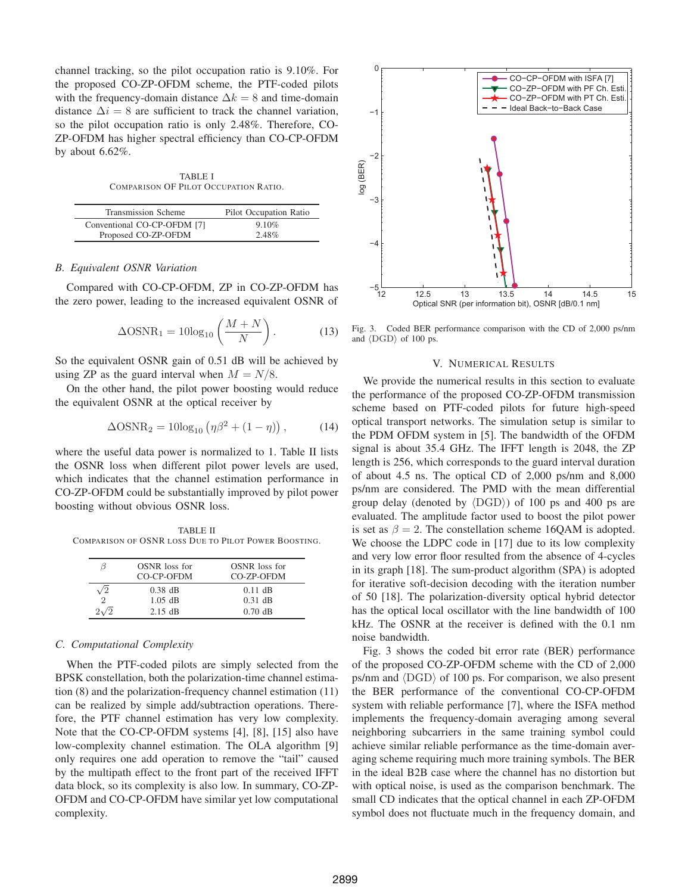channel tracking, so the pilot occupation ratio is 9.10%. For the proposed CO-ZP-OFDM scheme, the PTF-coded pilots with the frequency-domain distance $\Delta k = 8$ and time-domain distance $\Delta i = 8$ are sufficient to track the channel variation, so the pilot occupation ratio is only 2.48%. Therefore, CO-ZP-OFDM has higher spectral efficiency than CO-CP-OFDM by about 6.62%.

TABLE I
COMPARISON OF PILOT OCCUPATION RATIO.

| Transmission Scheme | Pilot Occupation Ratio |
|---|---|
| Conventional CO-CP-OFDM [7] | 9.10% |
| Proposed CO-ZP-OFDM | 2.48% |

### B. Equivalent OSNR Variation

Compared with CO-CP-OFDM, ZP in CO-ZP-OFDM has the zero power, leading to the increased equivalent OSNR of

$$\Delta \mathrm{OSNR}_1 = 10\log_{10}\left(\frac{M+N}{N}\right). \qquad (13)$$

So the equivalent OSNR gain of 0.51 dB will be achieved by using ZP as the guard interval when $M = N/8$.

On the other hand, the pilot power boosting would reduce the equivalent OSNR at the optical receiver by

$$\Delta \mathrm{OSNR}_2 = 10\log_{10}\left(\eta\beta^2 + (1-\eta)\right), \qquad (14)$$

where the useful data power is normalized to 1. Table II lists the OSNR loss when different pilot power levels are used, which indicates that the channel estimation performance in CO-ZP-OFDM could be substantially improved by pilot power boosting without obvious OSNR loss.

TABLE II
COMPARISON OF OSNR LOSS DUE TO PILOT POWER BOOSTING.

| $\beta$ | OSNR loss for CO-CP-OFDM | OSNR loss for CO-ZP-OFDM |
|---|---|---|
| $\sqrt{2}$ | 0.38 dB | 0.11 dB |
| 2 | 1.05 dB | 0.31 dB |
| $2\sqrt{2}$ | 2.15 dB | 0.70 dB |

### C. Computational Complexity

When the PTF-coded pilots are simply selected from the BPSK constellation, both the polarization-time channel estimation (8) and the polarization-frequency channel estimation (11) can be realized by simple add/subtraction operations. Therefore, the PTF channel estimation has very low complexity. Note that the CO-CP-OFDM systems [4], [8], [15] also have low-complexity channel estimation. The OLA algorithm [9] only requires one add operation to remove the "tail" caused by the multipath effect to the front part of the received IFFT data block, so its complexity is also low. In summary, CO-ZP-OFDM and CO-CP-OFDM have similar yet low computational complexity.

Fig. 3. Coded BER performance comparison with the CD of 2,000 ps/nm and ⟨DGD⟩ of 100 ps.

## V. NUMERICAL RESULTS

We provide the numerical results in this section to evaluate the performance of the proposed CO-ZP-OFDM transmission scheme based on PTF-coded pilots for future high-speed optical transport networks. The simulation setup is similar to the PDM OFDM system in [5]. The bandwidth of the OFDM signal is about 35.4 GHz. The IFFT length is 2048, the ZP length is 256, which corresponds to the guard interval duration of about 4.5 ns. The optical CD of 2,000 ps/nm and 8,000 ps/nm are considered. The PMD with the mean differential group delay (denoted by ⟨DGD⟩) of 100 ps and 400 ps are evaluated. The amplitude factor used to boost the pilot power is set as $\beta = 2$. The constellation scheme 16QAM is adopted. We choose the LDPC code in [17] due to its low complexity and very low error floor resulted from the absence of 4-cycles in its graph [18]. The sum-product algorithm (SPA) is adopted for iterative soft-decision decoding with the iteration number of 50 [18]. The polarization-diversity optical hybrid detector has the optical local oscillator with the line bandwidth of 100 kHz. The OSNR at the receiver is defined with the 0.1 nm noise bandwidth.

Fig. 3 shows the coded bit error rate (BER) performance of the proposed CO-ZP-OFDM scheme with the CD of 2,000 ps/nm and ⟨DGD⟩ of 100 ps. For comparison, we also present the BER performance of the conventional CO-CP-OFDM system with reliable performance [7], where the ISFA method implements the frequency-domain averaging among several neighboring subcarriers in the same training symbol could achieve similar reliable performance as the time-domain averaging scheme requiring much more training symbols. The BER in the ideal B2B case where the channel has no distortion but with optical noise, is used as the comparison benchmark. The small CD indicates that the optical channel in each ZP-OFDM symbol does not fluctuate much in the frequency domain, and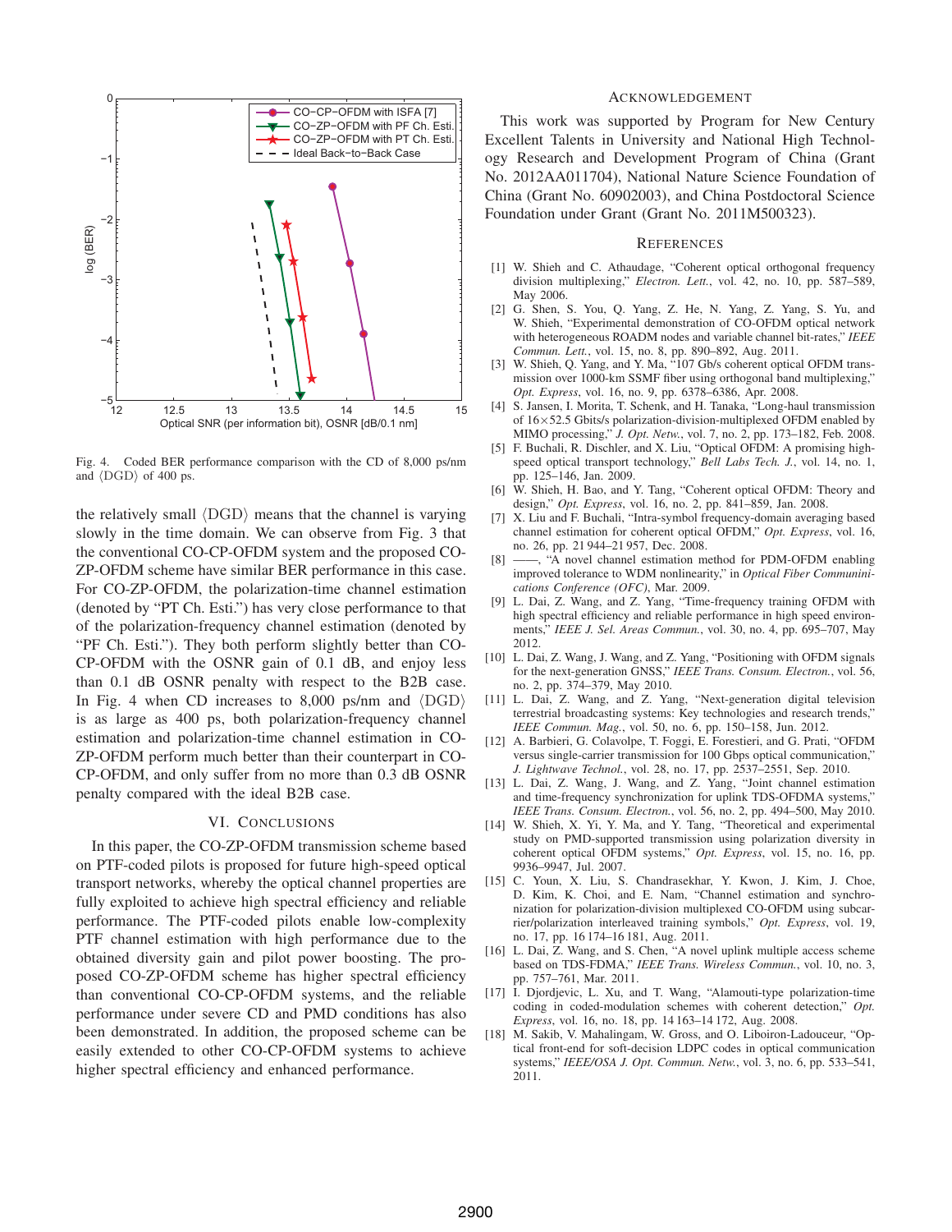0

−1

−2

−3

−4

−5

log (BER)

12 12.5 13 13.5 14 14.5 15

Optical SNR (per information bit), OSNR [dB/0.1 nm]

CO−CP−OFDM with ISFA [7]

CO−ZP−OFDM with PF Ch. Esti.

CO−ZP−OFDM with PT Ch. Esti.

Ideal Back−to−Back Case

Fig. 4. Coded BER performance comparison with the CD of 8,000 ps/nm and $\langle \mathrm{DGD} \rangle$ of 400 ps.

the relatively small $\langle \mathrm{DGD} \rangle$ means that the channel is varying slowly in the time domain. We can observe from Fig. 3 that the conventional CO-CP-OFDM system and the proposed CO-ZP-OFDM scheme have similar BER performance in this case. For CO-ZP-OFDM, the polarization-time channel estimation (denoted by "PT Ch. Esti.") has very close performance to that of the polarization-frequency channel estimation (denoted by "PF Ch. Esti."). They both perform slightly better than CO-CP-OFDM with the OSNR gain of 0.1 dB, and enjoy less than 0.1 dB OSNR penalty with respect to the B2B case. In Fig. 4 when CD increases to 8,000 ps/nm and $\langle \mathrm{DGD} \rangle$ is as large as 400 ps, both polarization-frequency channel estimation and polarization-time channel estimation in CO-ZP-OFDM perform much better than their counterpart in CO-CP-OFDM, and only suffer from no more than 0.3 dB OSNR penalty compared with the ideal B2B case.

## VI. Conclusions

In this paper, the CO-ZP-OFDM transmission scheme based on PTF-coded pilots is proposed for future high-speed optical transport networks, whereby the optical channel properties are fully exploited to achieve high spectral efficiency and reliable performance. The PTF-coded pilots enable low-complexity PTF channel estimation with high performance due to the obtained diversity gain and pilot power boosting. The proposed CO-ZP-OFDM scheme has higher spectral efficiency than conventional CO-CP-OFDM systems, and the reliable performance under severe CD and PMD conditions has also been demonstrated. In addition, the proposed scheme can be easily extended to other CO-CP-OFDM systems to achieve higher spectral efficiency and enhanced performance.

## Acknowledgement

This work was supported by Program for New Century Excellent Talents in University and National High Technology Research and Development Program of China (Grant No. 2012AA011704), National Nature Science Foundation of China (Grant No. 60902003), and China Postdoctoral Science Foundation under Grant (Grant No. 2011M500323).

## References

[1] W. Shieh and C. Athaudage, "Coherent optical orthogonal frequency division multiplexing," *Electron. Lett.*, vol. 42, no. 10, pp. 587–589, May 2006.

[2] G. Shen, S. You, Q. Yang, Z. He, N. Yang, Z. Yang, S. Yu, and W. Shieh, "Experimental demonstration of CO-OFDM optical network with heterogeneous ROADM nodes and variable channel bit-rates," *IEEE Commun. Lett.*, vol. 15, no. 8, pp. 890–892, Aug. 2011.

[3] W. Shieh, Q. Yang, and Y. Ma, "107 Gb/s coherent optical OFDM transmission over 1000-km SSMF fiber using orthogonal band multiplexing," *Opt. Express*, vol. 16, no. 9, pp. 6378–6386, Apr. 2008.

[4] S. Jansen, I. Morita, T. Schenk, and H. Tanaka, "Long-haul transmission of 16×52.5 Gbits/s polarization-division-multiplexed OFDM enabled by MIMO processing," *J. Opt. Netw.*, vol. 7, no. 2, pp. 173–182, Feb. 2008.

[5] F. Buchali, R. Dischler, and X. Liu, "Optical OFDM: A promising high-speed optical transport technology," *Bell Labs Tech. J.*, vol. 14, no. 1, pp. 125–146, Jan. 2009.

[6] W. Shieh, H. Bao, and Y. Tang, "Coherent optical OFDM: Theory and design," *Opt. Express*, vol. 16, no. 2, pp. 841–859, Jan. 2008.

[7] X. Liu and F. Buchali, "Intra-symbol frequency-domain averaging based channel estimation for coherent optical OFDM," *Opt. Express*, vol. 16, no. 26, pp. 21 944–21 957, Dec. 2008.

[8] ——, "A novel channel estimation method for PDM-OFDM enabling improved tolerance to WDM nonlinearity," in *Optical Fiber Communinications Conference (OFC)*, Mar. 2009.

[9] L. Dai, Z. Wang, and Z. Yang, "Time-frequency training OFDM with high spectral efficiency and reliable performance in high speed environments," *IEEE J. Sel. Areas Commun.*, vol. 30, no. 4, pp. 695–707, May 2012.

[10] L. Dai, Z. Wang, J. Wang, and Z. Yang, "Positioning with OFDM signals for the next-generation GNSS," *IEEE Trans. Consum. Electron.*, vol. 56, no. 2, pp. 374–379, May 2010.

[11] L. Dai, Z. Wang, and Z. Yang, "Next-generation digital television terrestrial broadcasting systems: Key technologies and research trends," *IEEE Commun. Mag.*, vol. 50, no. 6, pp. 150–158, Jun. 2012.

[12] A. Barbieri, G. Colavolpe, T. Foggi, E. Forestieri, and G. Prati, "OFDM versus single-carrier transmission for 100 Gbps optical communication," *J. Lightwave Technol.*, vol. 28, no. 17, pp. 2537–2551, Sep. 2010.

[13] L. Dai, Z. Wang, J. Wang, and Z. Yang, "Joint channel estimation and time-frequency synchronization for uplink TDS-OFDMA systems," *IEEE Trans. Consum. Electron.*, vol. 56, no. 2, pp. 494–500, May 2010.

[14] W. Shieh, X. Yi, Y. Ma, and Y. Tang, "Theoretical and experimental study on PMD-supported transmission using polarization diversity in coherent optical OFDM systems," *Opt. Express*, vol. 15, no. 16, pp. 9936–9947, Jul. 2007.

[15] C. Youn, X. Liu, S. Chandrasekhar, Y. Kwon, J. Kim, J. Choe, D. Kim, K. Choi, and E. Nam, "Channel estimation and synchronization for polarization-division multiplexed CO-OFDM using subcarrier/polarization interleaved training symbols," *Opt. Express*, vol. 19, no. 17, pp. 16 174–16 181, Aug. 2011.

[16] L. Dai, Z. Wang, and S. Chen, "A novel uplink multiple access scheme based on TDS-FDMA," *IEEE Trans. Wireless Commun.*, vol. 10, no. 3, pp. 757–761, Mar. 2011.

[17] I. Djordjevic, L. Xu, and T. Wang, "Alamouti-type polarization-time coding in coded-modulation schemes with coherent detection," *Opt. Express*, vol. 16, no. 18, pp. 14 163–14 172, Aug. 2008.

[18] M. Sakib, V. Mahalingam, W. Gross, and O. Liboiron-Ladouceur, "Optical front-end for soft-decision LDPC codes in optical communication systems," *IEEE/OSA J. Opt. Commun. Netw.*, vol. 3, no. 6, pp. 533–541, 2011.